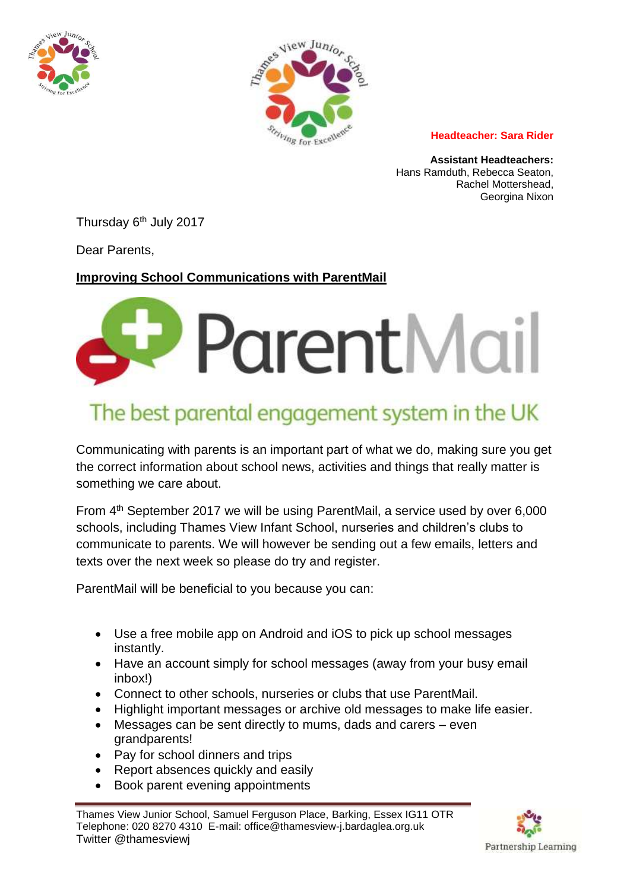**Headteacher: Sara Rider**

**Assistant Headteachers:**
Hans Ramduth, Rebecca Seaton,
Rachel Mottershead,
Georgina Nixon

Thursday 6th July 2017

Dear Parents,

**Improving School Communications with ParentMail**

ParentMail

The best parental engagement system in the UK

Communicating with parents is an important part of what we do, making sure you get the correct information about school news, activities and things that really matter is something we care about.

From 4th September 2017 we will be using ParentMail, a service used by over 6,000 schools, including Thames View Infant School, nurseries and children's clubs to communicate to parents. We will however be sending out a few emails, letters and texts over the next week so please do try and register.

ParentMail will be beneficial to you because you can:

- Use a free mobile app on Android and iOS to pick up school messages instantly.
- Have an account simply for school messages (away from your busy email inbox!)
- Connect to other schools, nurseries or clubs that use ParentMail.
- Highlight important messages or archive old messages to make life easier.
- Messages can be sent directly to mums, dads and carers – even grandparents!
- Pay for school dinners and trips
- Report absences quickly and easily
- Book parent evening appointments

Thames View Junior School, Samuel Ferguson Place, Barking, Essex IG11 OTR
Telephone: 020 8270 4310 E-mail: office@thamesview-j.bardaglea.org.uk
Twitter @thamesviewj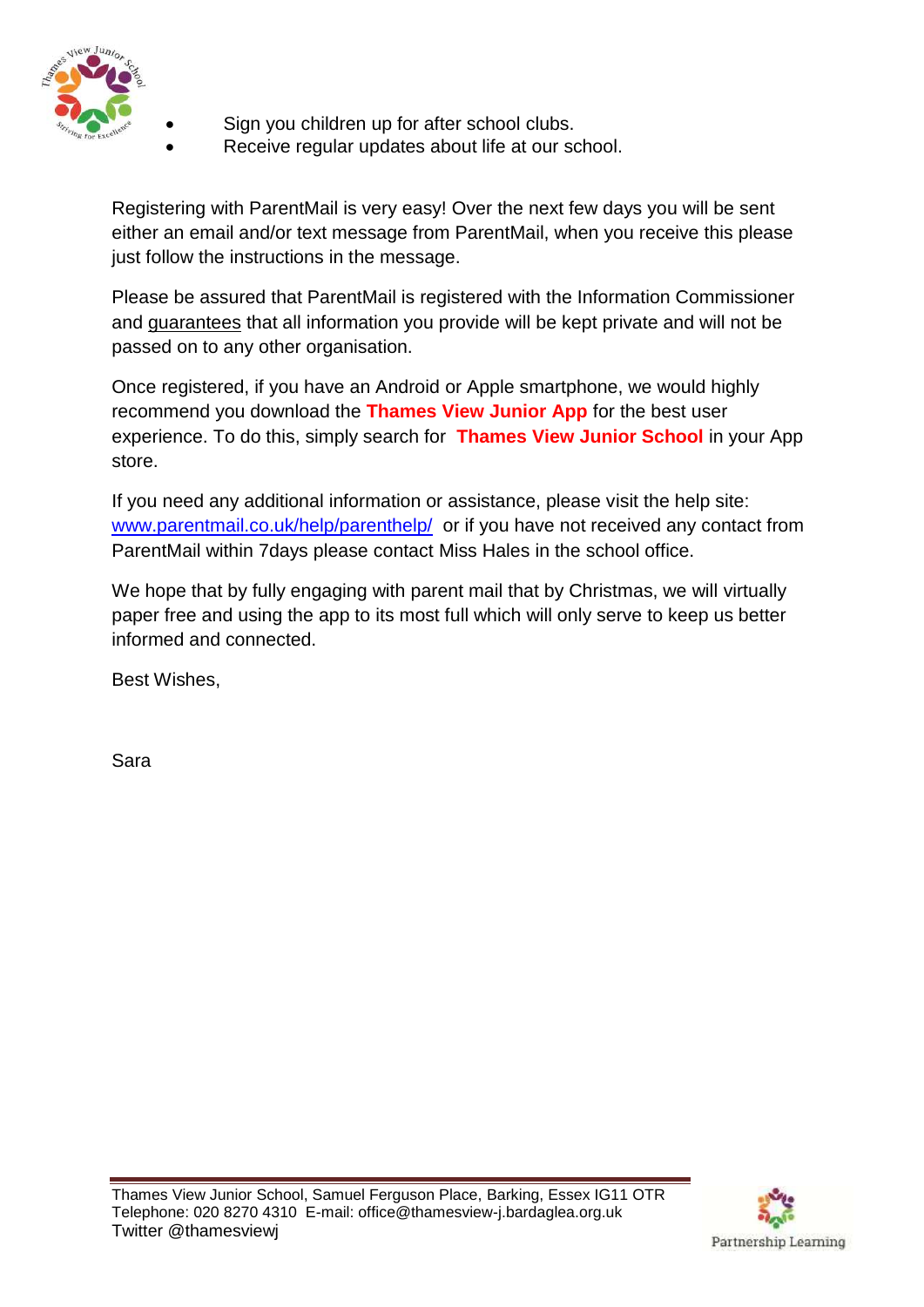- Sign you children up for after school clubs.
- Receive regular updates about life at our school.

Registering with ParentMail is very easy! Over the next few days you will be sent either an email and/or text message from ParentMail, when you receive this please just follow the instructions in the message.

Please be assured that ParentMail is registered with the Information Commissioner and guarantees that all information you provide will be kept private and will not be passed on to any other organisation.

Once registered, if you have an Android or Apple smartphone, we would highly recommend you download the **Thames View Junior App** for the best user experience. To do this, simply search for **Thames View Junior School** in your App store.

If you need any additional information or assistance, please visit the help site: www.parentmail.co.uk/help/parenthelp/ or if you have not received any contact from ParentMail within 7days please contact Miss Hales in the school office.

We hope that by fully engaging with parent mail that by Christmas, we will virtually paper free and using the app to its most full which will only serve to keep us better informed and connected.

Best Wishes,

Sara

Thames View Junior School, Samuel Ferguson Place, Barking, Essex IG11 OTR
Telephone: 020 8270 4310 E-mail: office@thamesview-j.bardaglea.org.uk
Twitter @thamesviewj